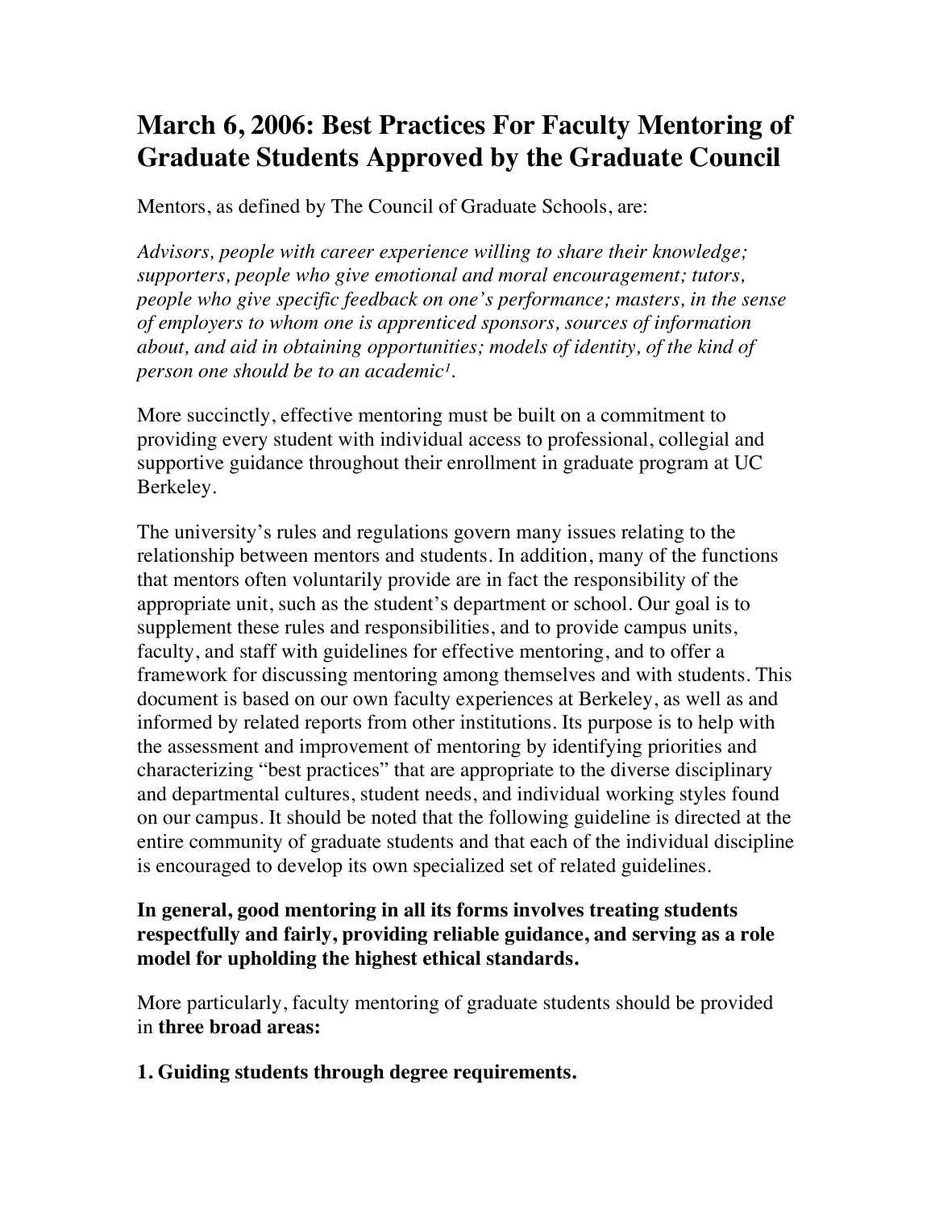# March 6, 2006: Best Practices For Faculty Mentoring of Graduate Students Approved by the Graduate Council

Mentors, as defined by The Council of Graduate Schools, are:

*Advisors, people with career experience willing to share their knowledge; supporters, people who give emotional and moral encouragement; tutors, people who give specific feedback on one's performance; masters, in the sense of employers to whom one is apprenticed sponsors, sources of information about, and aid in obtaining opportunities; models of identity, of the kind of person one should be to an academic[1].*

More succinctly, effective mentoring must be built on a commitment to providing every student with individual access to professional, collegial and supportive guidance throughout their enrollment in graduate program at UC Berkeley.

The university's rules and regulations govern many issues relating to the relationship between mentors and students. In addition, many of the functions that mentors often voluntarily provide are in fact the responsibility of the appropriate unit, such as the student's department or school. Our goal is to supplement these rules and responsibilities, and to provide campus units, faculty, and staff with guidelines for effective mentoring, and to offer a framework for discussing mentoring among themselves and with students. This document is based on our own faculty experiences at Berkeley, as well as and informed by related reports from other institutions. Its purpose is to help with the assessment and improvement of mentoring by identifying priorities and characterizing "best practices" that are appropriate to the diverse disciplinary and departmental cultures, student needs, and individual working styles found on our campus. It should be noted that the following guideline is directed at the entire community of graduate students and that each of the individual discipline is encouraged to develop its own specialized set of related guidelines.

**In general, good mentoring in all its forms involves treating students respectfully and fairly, providing reliable guidance, and serving as a role model for upholding the highest ethical standards.**

More particularly, faculty mentoring of graduate students should be provided in **three broad areas:**

**1. Guiding students through degree requirements.**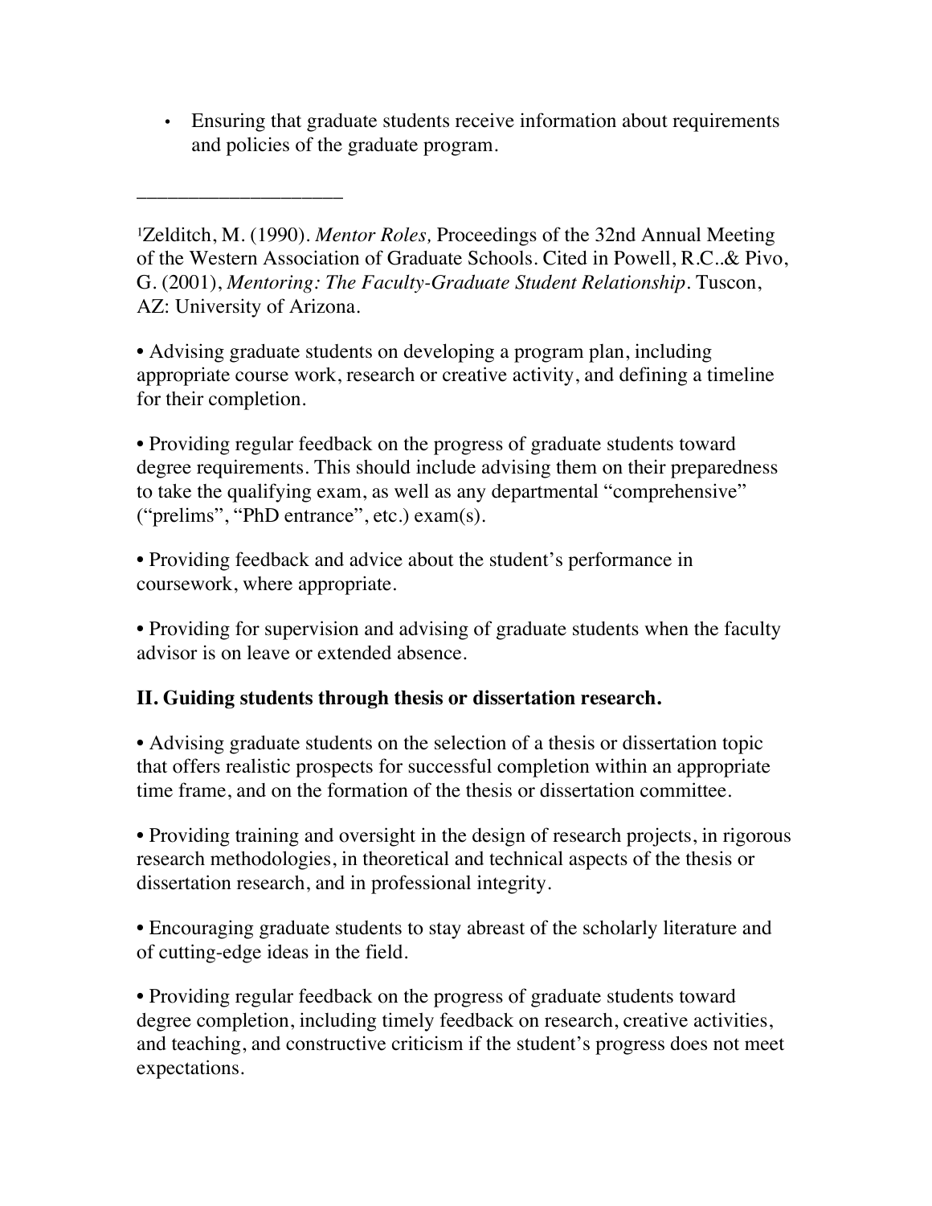- Ensuring that graduate students receive information about requirements and policies of the graduate program.

____________________

[1]Zelditch, M. (1990). *Mentor Roles,* Proceedings of the 32nd Annual Meeting of the Western Association of Graduate Schools. Cited in Powell, R.C..& Pivo, G. (2001), *Mentoring: The Faculty-Graduate Student Relationship*. Tuscon, AZ: University of Arizona.

- Advising graduate students on developing a program plan, including appropriate course work, research or creative activity, and defining a timeline for their completion.

- Providing regular feedback on the progress of graduate students toward degree requirements. This should include advising them on their preparedness to take the qualifying exam, as well as any departmental "comprehensive" ("prelims", "PhD entrance", etc.) exam(s).

- Providing feedback and advice about the student's performance in coursework, where appropriate.

- Providing for supervision and advising of graduate students when the faculty advisor is on leave or extended absence.

**II. Guiding students through thesis or dissertation research.**

- Advising graduate students on the selection of a thesis or dissertation topic that offers realistic prospects for successful completion within an appropriate time frame, and on the formation of the thesis or dissertation committee.

- Providing training and oversight in the design of research projects, in rigorous research methodologies, in theoretical and technical aspects of the thesis or dissertation research, and in professional integrity.

- Encouraging graduate students to stay abreast of the scholarly literature and of cutting-edge ideas in the field.

- Providing regular feedback on the progress of graduate students toward degree completion, including timely feedback on research, creative activities, and teaching, and constructive criticism if the student's progress does not meet expectations.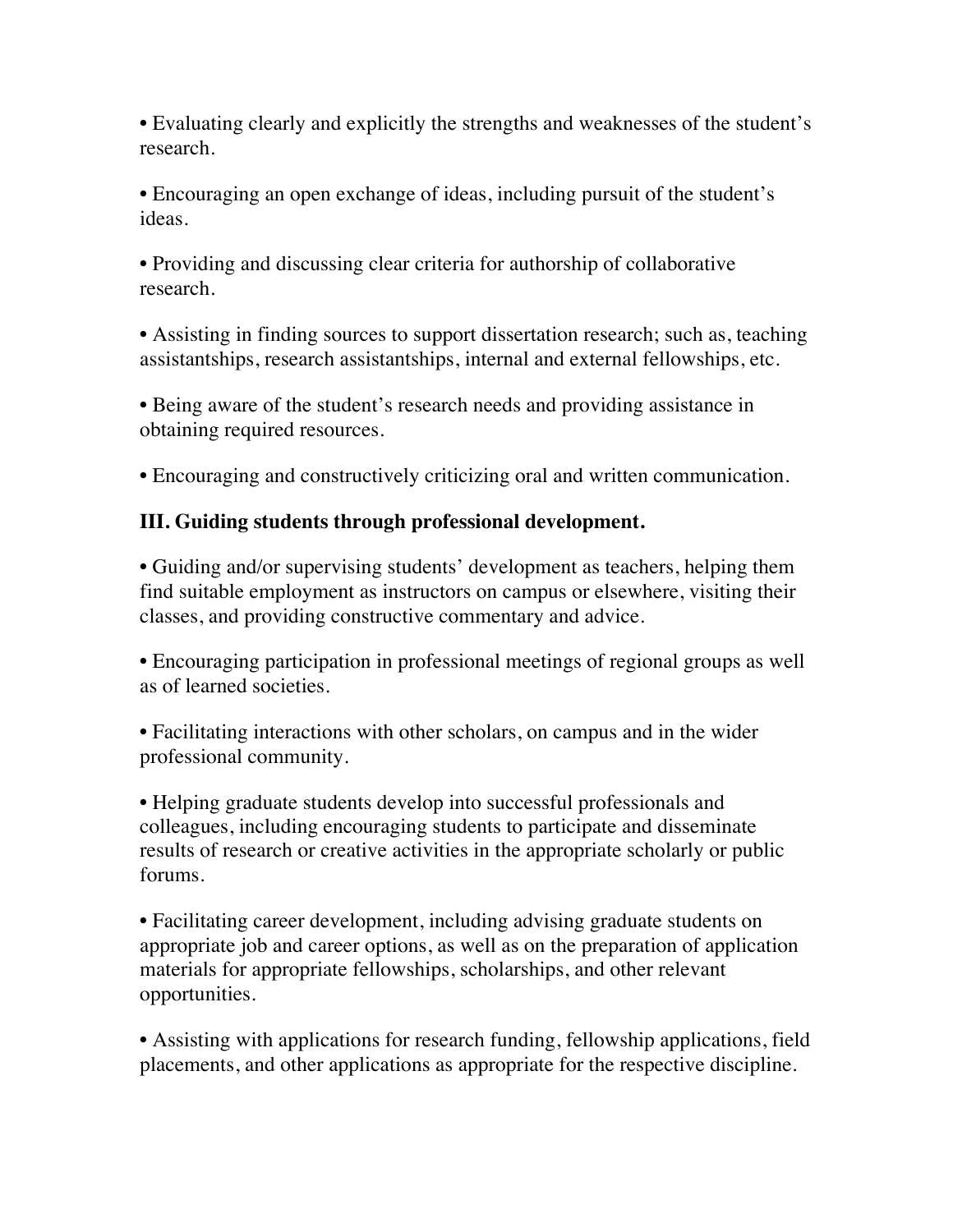- Evaluating clearly and explicitly the strengths and weaknesses of the student's research.

- Encouraging an open exchange of ideas, including pursuit of the student's ideas.

- Providing and discussing clear criteria for authorship of collaborative research.

- Assisting in finding sources to support dissertation research; such as, teaching assistantships, research assistantships, internal and external fellowships, etc.

- Being aware of the student's research needs and providing assistance in obtaining required resources.

- Encouraging and constructively criticizing oral and written communication.

### III. Guiding students through professional development.

- Guiding and/or supervising students' development as teachers, helping them find suitable employment as instructors on campus or elsewhere, visiting their classes, and providing constructive commentary and advice.

- Encouraging participation in professional meetings of regional groups as well as of learned societies.

- Facilitating interactions with other scholars, on campus and in the wider professional community.

- Helping graduate students develop into successful professionals and colleagues, including encouraging students to participate and disseminate results of research or creative activities in the appropriate scholarly or public forums.

- Facilitating career development, including advising graduate students on appropriate job and career options, as well as on the preparation of application materials for appropriate fellowships, scholarships, and other relevant opportunities.

- Assisting with applications for research funding, fellowship applications, field placements, and other applications as appropriate for the respective discipline.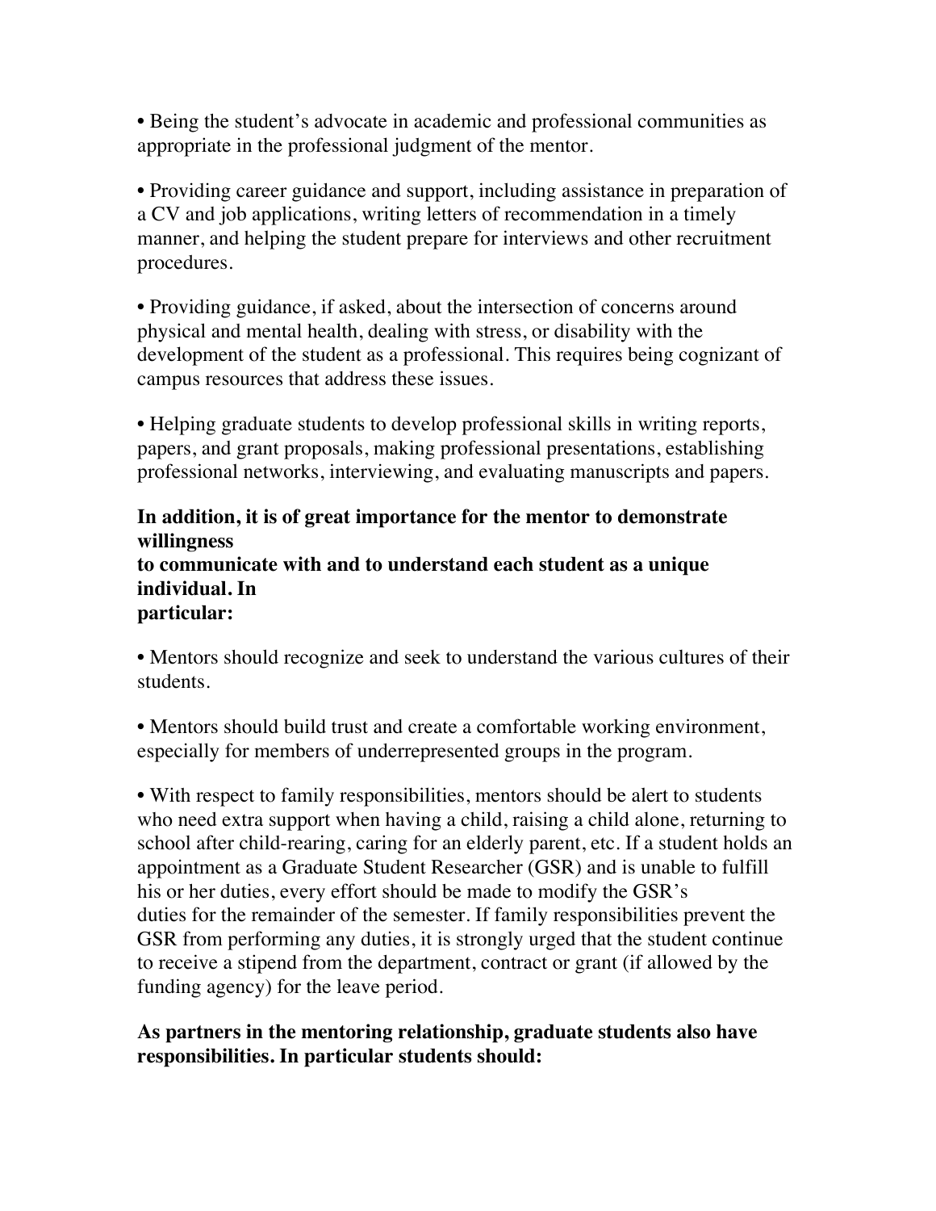- Being the student's advocate in academic and professional communities as appropriate in the professional judgment of the mentor.

- Providing career guidance and support, including assistance in preparation of a CV and job applications, writing letters of recommendation in a timely manner, and helping the student prepare for interviews and other recruitment procedures.

- Providing guidance, if asked, about the intersection of concerns around physical and mental health, dealing with stress, or disability with the development of the student as a professional. This requires being cognizant of campus resources that address these issues.

- Helping graduate students to develop professional skills in writing reports, papers, and grant proposals, making professional presentations, establishing professional networks, interviewing, and evaluating manuscripts and papers.

**In addition, it is of great importance for the mentor to demonstrate willingness to communicate with and to understand each student as a unique individual. In particular:**

- Mentors should recognize and seek to understand the various cultures of their students.

- Mentors should build trust and create a comfortable working environment, especially for members of underrepresented groups in the program.

- With respect to family responsibilities, mentors should be alert to students who need extra support when having a child, raising a child alone, returning to school after child-rearing, caring for an elderly parent, etc. If a student holds an appointment as a Graduate Student Researcher (GSR) and is unable to fulfill his or her duties, every effort should be made to modify the GSR's duties for the remainder of the semester. If family responsibilities prevent the GSR from performing any duties, it is strongly urged that the student continue to receive a stipend from the department, contract or grant (if allowed by the funding agency) for the leave period.

**As partners in the mentoring relationship, graduate students also have responsibilities. In particular students should:**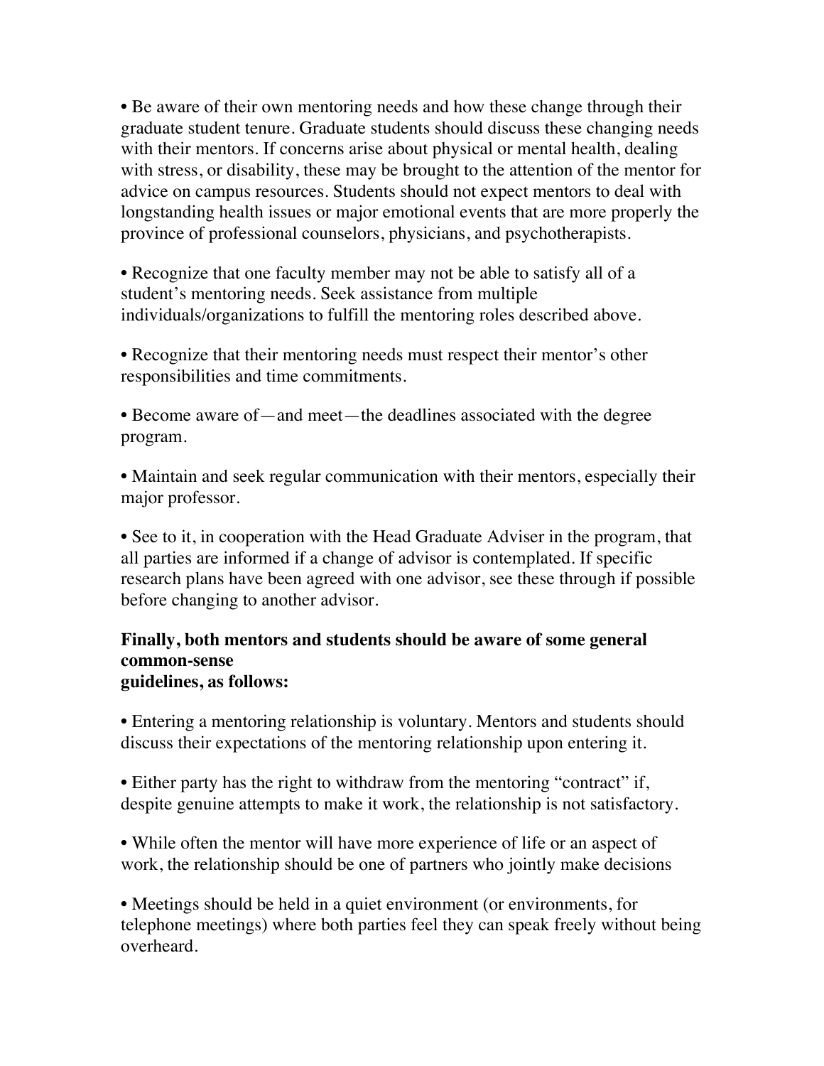- Be aware of their own mentoring needs and how these change through their graduate student tenure. Graduate students should discuss these changing needs with their mentors. If concerns arise about physical or mental health, dealing with stress, or disability, these may be brought to the attention of the mentor for advice on campus resources. Students should not expect mentors to deal with longstanding health issues or major emotional events that are more properly the province of professional counselors, physicians, and psychotherapists.

- Recognize that one faculty member may not be able to satisfy all of a student's mentoring needs. Seek assistance from multiple individuals/organizations to fulfill the mentoring roles described above.

- Recognize that their mentoring needs must respect their mentor's other responsibilities and time commitments.

- Become aware of—and meet—the deadlines associated with the degree program.

- Maintain and seek regular communication with their mentors, especially their major professor.

- See to it, in cooperation with the Head Graduate Adviser in the program, that all parties are informed if a change of advisor is contemplated. If specific research plans have been agreed with one advisor, see these through if possible before changing to another advisor.

**Finally, both mentors and students should be aware of some general common-sense guidelines, as follows:**

- Entering a mentoring relationship is voluntary. Mentors and students should discuss their expectations of the mentoring relationship upon entering it.

- Either party has the right to withdraw from the mentoring "contract" if, despite genuine attempts to make it work, the relationship is not satisfactory.

- While often the mentor will have more experience of life or an aspect of work, the relationship should be one of partners who jointly make decisions

- Meetings should be held in a quiet environment (or environments, for telephone meetings) where both parties feel they can speak freely without being overheard.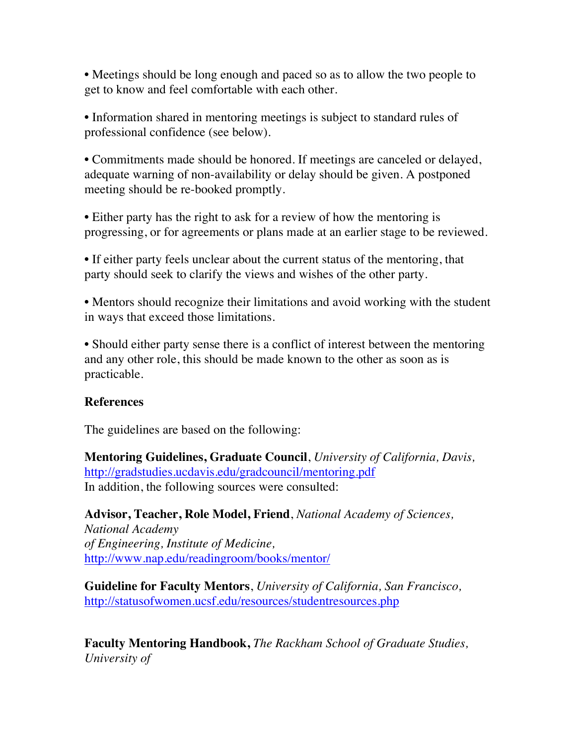- Meetings should be long enough and paced so as to allow the two people to get to know and feel comfortable with each other.

- Information shared in mentoring meetings is subject to standard rules of professional confidence (see below).

- Commitments made should be honored. If meetings are canceled or delayed, adequate warning of non-availability or delay should be given. A postponed meeting should be re-booked promptly.

- Either party has the right to ask for a review of how the mentoring is progressing, or for agreements or plans made at an earlier stage to be reviewed.

- If either party feels unclear about the current status of the mentoring, that party should seek to clarify the views and wishes of the other party.

- Mentors should recognize their limitations and avoid working with the student in ways that exceed those limitations.

- Should either party sense there is a conflict of interest between the mentoring and any other role, this should be made known to the other as soon as is practicable.

**References**

The guidelines are based on the following:

**Mentoring Guidelines, Graduate Council**, *University of California, Davis,* http://gradstudies.ucdavis.edu/gradcouncil/mentoring.pdf
In addition, the following sources were consulted:

**Advisor, Teacher, Role Model, Friend**, *National Academy of Sciences, National Academy of Engineering, Institute of Medicine,* http://www.nap.edu/readingroom/books/mentor/

**Guideline for Faculty Mentors**, *University of California, San Francisco,* http://statusofwomen.ucsf.edu/resources/studentresources.php

**Faculty Mentoring Handbook,** *The Rackham School of Graduate Studies, University of*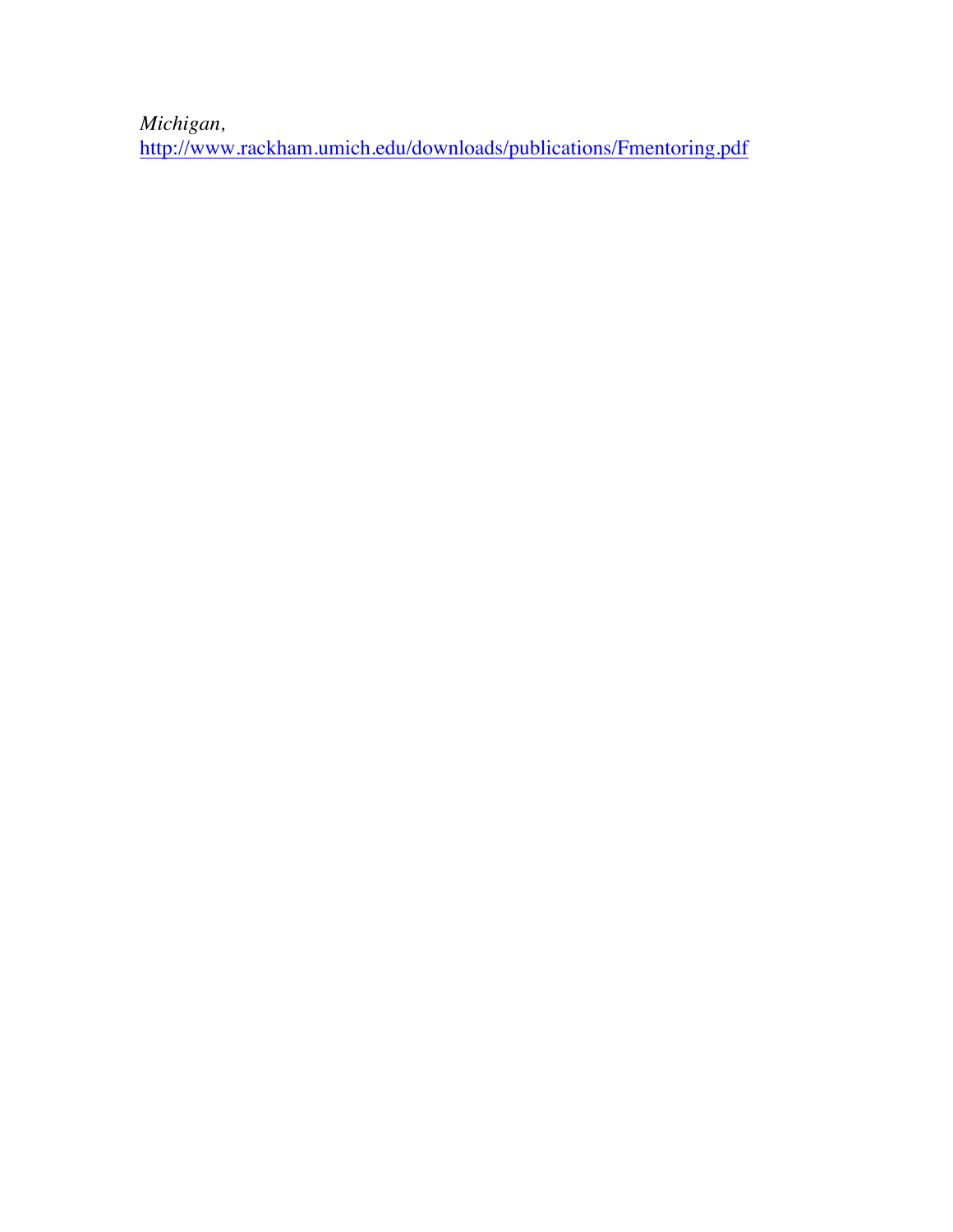*Michigan,*
http://www.rackham.umich.edu/downloads/publications/Fmentoring.pdf